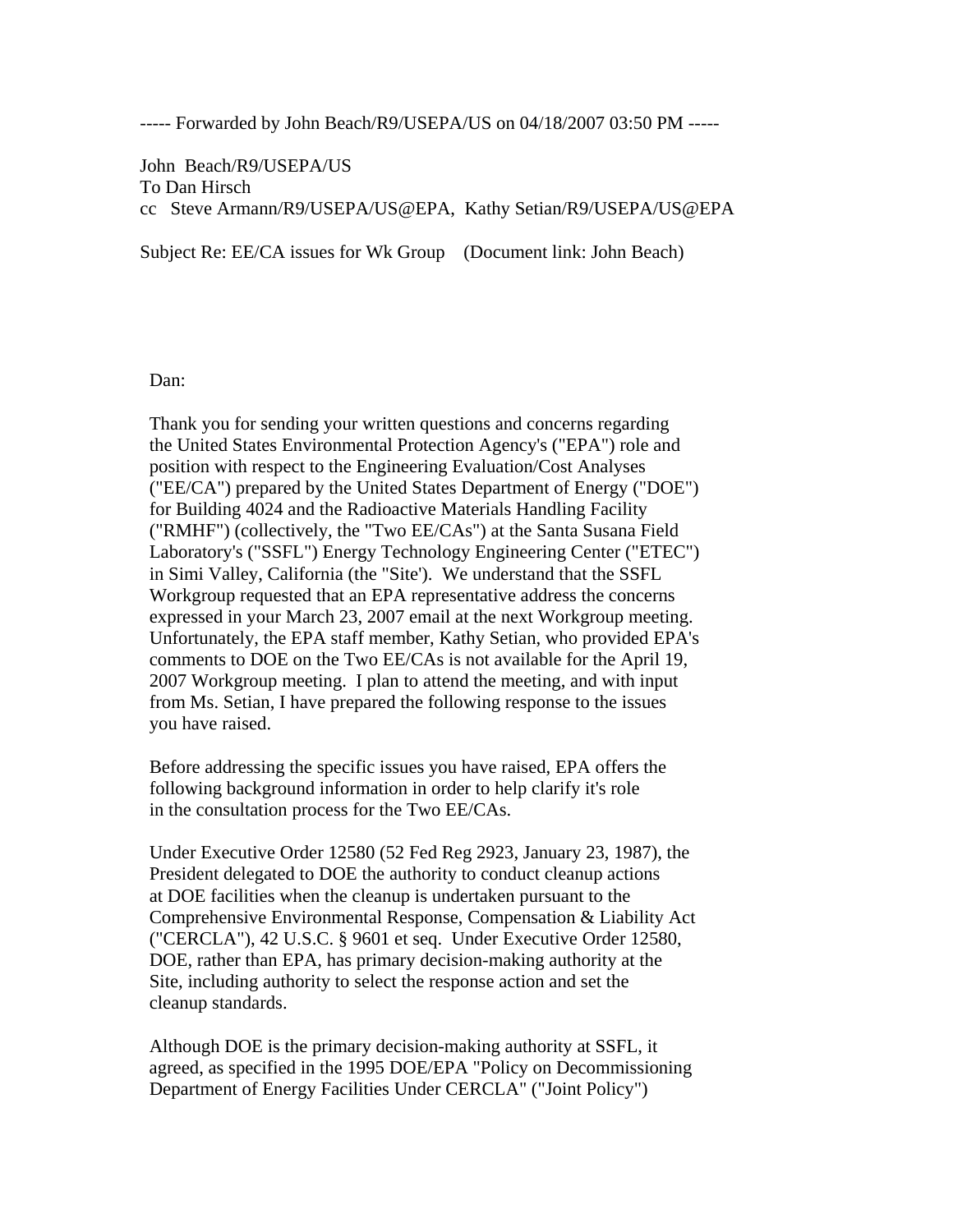----- Forwarded by John Beach/R9/USEPA/US on 04/18/2007 03:50 PM -----

John Beach/R9/USEPA/US
To Dan Hirsch
cc Steve Armann/R9/USEPA/US@EPA, Kathy Setian/R9/USEPA/US@EPA

Subject Re: EE/CA issues for Wk Group (Document link: John Beach)

Dan:

Thank you for sending your written questions and concerns regarding the United States Environmental Protection Agency's ("EPA") role and position with respect to the Engineering Evaluation/Cost Analyses ("EE/CA") prepared by the United States Department of Energy ("DOE") for Building 4024 and the Radioactive Materials Handling Facility ("RMHF") (collectively, the "Two EE/CAs") at the Santa Susana Field Laboratory's ("SSFL") Energy Technology Engineering Center ("ETEC") in Simi Valley, California (the "Site'). We understand that the SSFL Workgroup requested that an EPA representative address the concerns expressed in your March 23, 2007 email at the next Workgroup meeting. Unfortunately, the EPA staff member, Kathy Setian, who provided EPA's comments to DOE on the Two EE/CAs is not available for the April 19, 2007 Workgroup meeting. I plan to attend the meeting, and with input from Ms. Setian, I have prepared the following response to the issues you have raised.

Before addressing the specific issues you have raised, EPA offers the following background information in order to help clarify it's role in the consultation process for the Two EE/CAs.

Under Executive Order 12580 (52 Fed Reg 2923, January 23, 1987), the President delegated to DOE the authority to conduct cleanup actions at DOE facilities when the cleanup is undertaken pursuant to the Comprehensive Environmental Response, Compensation & Liability Act ("CERCLA"), 42 U.S.C. § 9601 et seq. Under Executive Order 12580, DOE, rather than EPA, has primary decision-making authority at the Site, including authority to select the response action and set the cleanup standards.

Although DOE is the primary decision-making authority at SSFL, it agreed, as specified in the 1995 DOE/EPA "Policy on Decommissioning Department of Energy Facilities Under CERCLA" ("Joint Policy")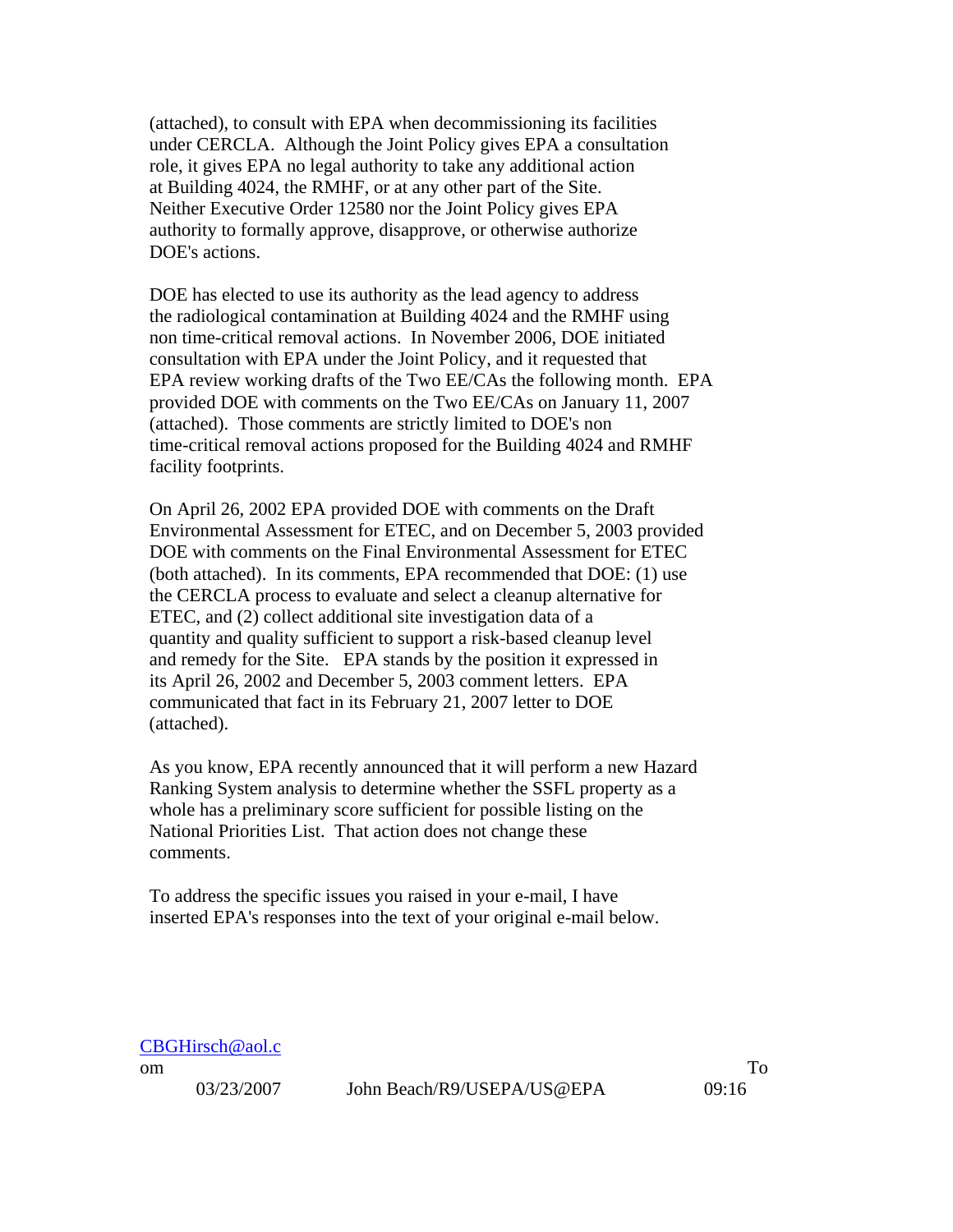(attached), to consult with EPA when decommissioning its facilities under CERCLA. Although the Joint Policy gives EPA a consultation role, it gives EPA no legal authority to take any additional action at Building 4024, the RMHF, or at any other part of the Site. Neither Executive Order 12580 nor the Joint Policy gives EPA authority to formally approve, disapprove, or otherwise authorize DOE's actions.

DOE has elected to use its authority as the lead agency to address the radiological contamination at Building 4024 and the RMHF using non time-critical removal actions. In November 2006, DOE initiated consultation with EPA under the Joint Policy, and it requested that EPA review working drafts of the Two EE/CAs the following month. EPA provided DOE with comments on the Two EE/CAs on January 11, 2007 (attached). Those comments are strictly limited to DOE's non time-critical removal actions proposed for the Building 4024 and RMHF facility footprints.

On April 26, 2002 EPA provided DOE with comments on the Draft Environmental Assessment for ETEC, and on December 5, 2003 provided DOE with comments on the Final Environmental Assessment for ETEC (both attached). In its comments, EPA recommended that DOE: (1) use the CERCLA process to evaluate and select a cleanup alternative for ETEC, and (2) collect additional site investigation data of a quantity and quality sufficient to support a risk-based cleanup level and remedy for the Site. EPA stands by the position it expressed in its April 26, 2002 and December 5, 2003 comment letters. EPA communicated that fact in its February 21, 2007 letter to DOE (attached).

As you know, EPA recently announced that it will perform a new Hazard Ranking System analysis to determine whether the SSFL property as a whole has a preliminary score sufficient for possible listing on the National Priorities List. That action does not change these comments.

To address the specific issues you raised in your e-mail, I have inserted EPA's responses into the text of your original e-mail below.

CBGHirsch@aol.com
03/23/2007 09:16

To
John Beach/R9/USEPA/US@EPA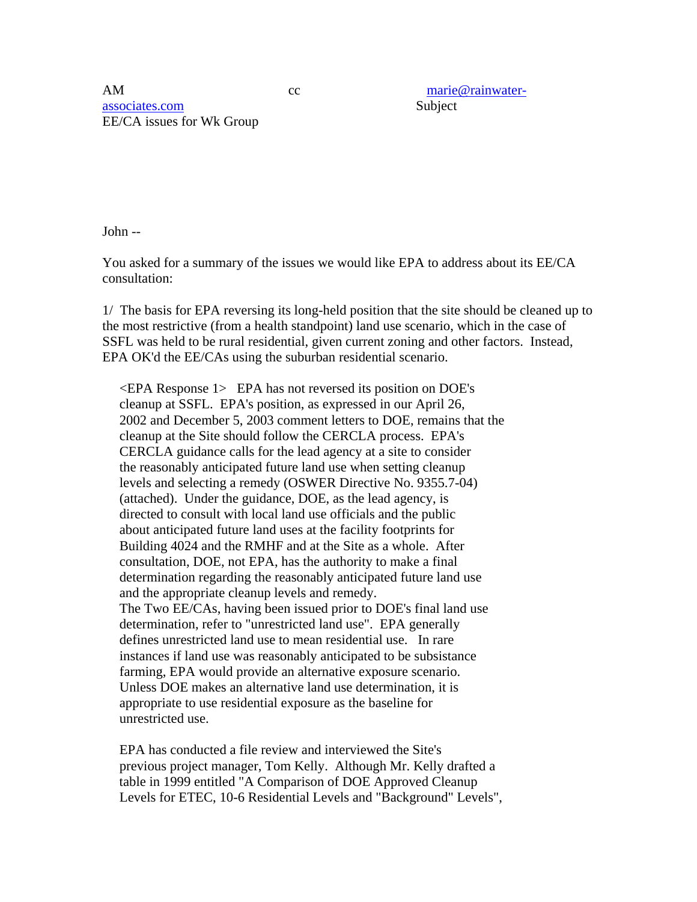AM cc marie@rainwater-associates.com
Subject
EE/CA issues for Wk Group

John --

You asked for a summary of the issues we would like EPA to address about its EE/CA consultation:

1/ The basis for EPA reversing its long-held position that the site should be cleaned up to the most restrictive (from a health standpoint) land use scenario, which in the case of SSFL was held to be rural residential, given current zoning and other factors. Instead, EPA OK'd the EE/CAs using the suburban residential scenario.

<EPA Response 1> EPA has not reversed its position on DOE's cleanup at SSFL. EPA's position, as expressed in our April 26, 2002 and December 5, 2003 comment letters to DOE, remains that the cleanup at the Site should follow the CERCLA process. EPA's CERCLA guidance calls for the lead agency at a site to consider the reasonably anticipated future land use when setting cleanup levels and selecting a remedy (OSWER Directive No. 9355.7-04) (attached). Under the guidance, DOE, as the lead agency, is directed to consult with local land use officials and the public about anticipated future land uses at the facility footprints for Building 4024 and the RMHF and at the Site as a whole. After consultation, DOE, not EPA, has the authority to make a final determination regarding the reasonably anticipated future land use and the appropriate cleanup levels and remedy.
The Two EE/CAs, having been issued prior to DOE's final land use determination, refer to "unrestricted land use". EPA generally defines unrestricted land use to mean residential use. In rare instances if land use was reasonably anticipated to be subsistance farming, EPA would provide an alternative exposure scenario. Unless DOE makes an alternative land use determination, it is appropriate to use residential exposure as the baseline for unrestricted use.

EPA has conducted a file review and interviewed the Site's previous project manager, Tom Kelly. Although Mr. Kelly drafted a table in 1999 entitled "A Comparison of DOE Approved Cleanup Levels for ETEC, 10-6 Residential Levels and "Background" Levels",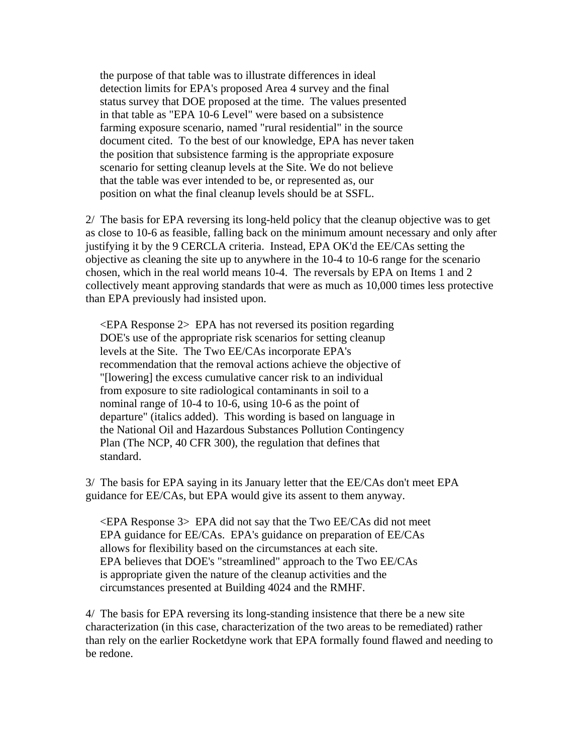the purpose of that table was to illustrate differences in ideal detection limits for EPA's proposed Area 4 survey and the final status survey that DOE proposed at the time. The values presented in that table as "EPA 10-6 Level" were based on a subsistence farming exposure scenario, named "rural residential" in the source document cited. To the best of our knowledge, EPA has never taken the position that subsistence farming is the appropriate exposure scenario for setting cleanup levels at the Site. We do not believe that the table was ever intended to be, or represented as, our position on what the final cleanup levels should be at SSFL.

2/ The basis for EPA reversing its long-held policy that the cleanup objective was to get as close to 10-6 as feasible, falling back on the minimum amount necessary and only after justifying it by the 9 CERCLA criteria. Instead, EPA OK'd the EE/CAs setting the objective as cleaning the site up to anywhere in the 10-4 to 10-6 range for the scenario chosen, which in the real world means 10-4. The reversals by EPA on Items 1 and 2 collectively meant approving standards that were as much as 10,000 times less protective than EPA previously had insisted upon.

<EPA Response 2> EPA has not reversed its position regarding DOE's use of the appropriate risk scenarios for setting cleanup levels at the Site. The Two EE/CAs incorporate EPA's recommendation that the removal actions achieve the objective of "[lowering] the excess cumulative cancer risk to an individual from exposure to site radiological contaminants in soil to a nominal range of 10-4 to 10-6, using 10-6 as the point of departure" (italics added). This wording is based on language in the National Oil and Hazardous Substances Pollution Contingency Plan (The NCP, 40 CFR 300), the regulation that defines that standard.

3/ The basis for EPA saying in its January letter that the EE/CAs don't meet EPA guidance for EE/CAs, but EPA would give its assent to them anyway.

<EPA Response 3> EPA did not say that the Two EE/CAs did not meet EPA guidance for EE/CAs. EPA's guidance on preparation of EE/CAs allows for flexibility based on the circumstances at each site. EPA believes that DOE's "streamlined" approach to the Two EE/CAs is appropriate given the nature of the cleanup activities and the circumstances presented at Building 4024 and the RMHF.

4/ The basis for EPA reversing its long-standing insistence that there be a new site characterization (in this case, characterization of the two areas to be remediated) rather than rely on the earlier Rocketdyne work that EPA formally found flawed and needing to be redone.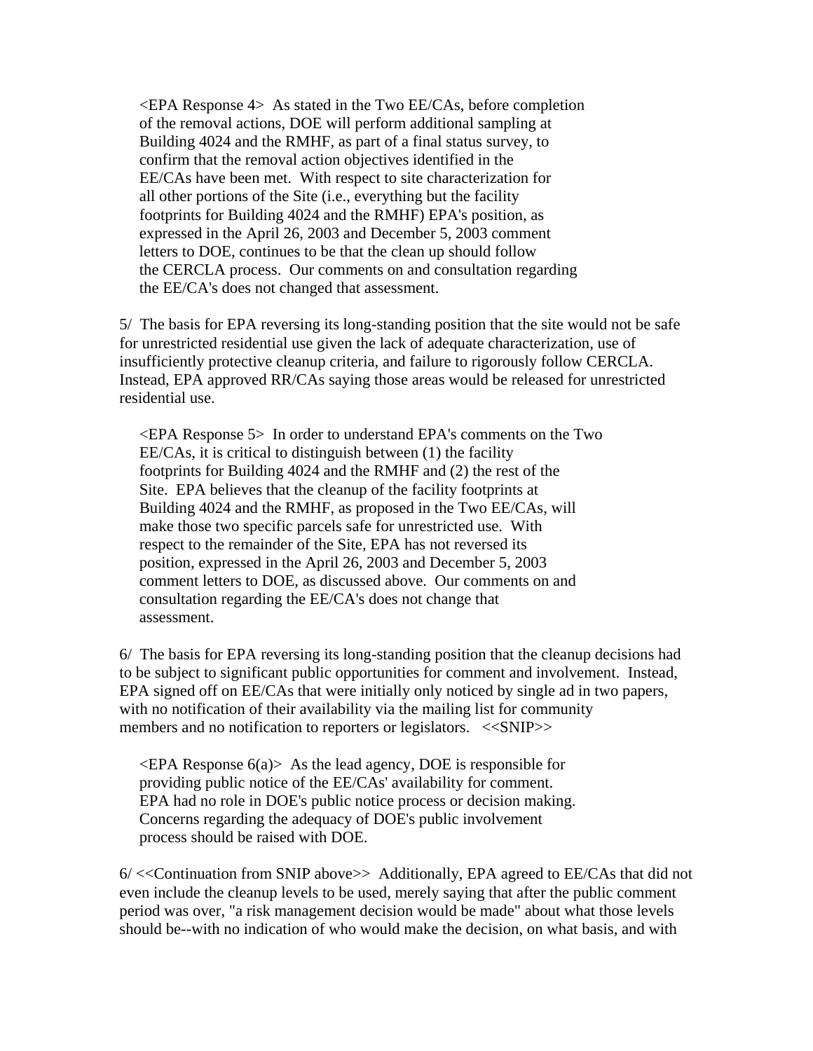<EPA Response 4> As stated in the Two EE/CAs, before completion of the removal actions, DOE will perform additional sampling at Building 4024 and the RMHF, as part of a final status survey, to confirm that the removal action objectives identified in the EE/CAs have been met. With respect to site characterization for all other portions of the Site (i.e., everything but the facility footprints for Building 4024 and the RMHF) EPA's position, as expressed in the April 26, 2003 and December 5, 2003 comment letters to DOE, continues to be that the clean up should follow the CERCLA process. Our comments on and consultation regarding the EE/CA's does not changed that assessment.

5/ The basis for EPA reversing its long-standing position that the site would not be safe for unrestricted residential use given the lack of adequate characterization, use of insufficiently protective cleanup criteria, and failure to rigorously follow CERCLA. Instead, EPA approved RR/CAs saying those areas would be released for unrestricted residential use.

<EPA Response 5> In order to understand EPA's comments on the Two EE/CAs, it is critical to distinguish between (1) the facility footprints for Building 4024 and the RMHF and (2) the rest of the Site. EPA believes that the cleanup of the facility footprints at Building 4024 and the RMHF, as proposed in the Two EE/CAs, will make those two specific parcels safe for unrestricted use. With respect to the remainder of the Site, EPA has not reversed its position, expressed in the April 26, 2003 and December 5, 2003 comment letters to DOE, as discussed above. Our comments on and consultation regarding the EE/CA's does not change that assessment.

6/ The basis for EPA reversing its long-standing position that the cleanup decisions had to be subject to significant public opportunities for comment and involvement. Instead, EPA signed off on EE/CAs that were initially only noticed by single ad in two papers, with no notification of their availability via the mailing list for community members and no notification to reporters or legislators. <<SNIP>>

<EPA Response 6(a)> As the lead agency, DOE is responsible for providing public notice of the EE/CAs' availability for comment. EPA had no role in DOE's public notice process or decision making. Concerns regarding the adequacy of DOE's public involvement process should be raised with DOE.

6/ <<Continuation from SNIP above>> Additionally, EPA agreed to EE/CAs that did not even include the cleanup levels to be used, merely saying that after the public comment period was over, "a risk management decision would be made" about what those levels should be--with no indication of who would make the decision, on what basis, and with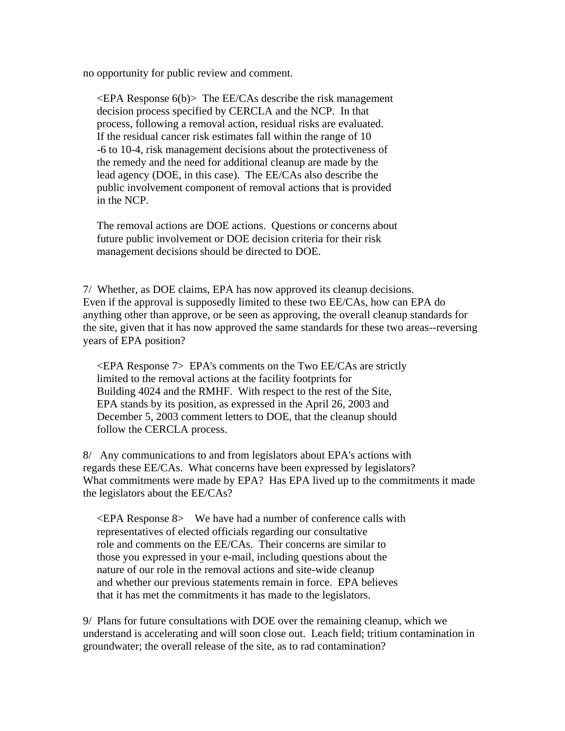no opportunity for public review and comment.

> <EPA Response 6(b)>  The EE/CAs describe the risk management decision process specified by CERCLA and the NCP.  In that process, following a removal action, residual risks are evaluated.  If the residual cancer risk estimates fall within the range of 10 -6 to 10-4, risk management decisions about the protectiveness of the remedy and the need for additional cleanup are made by the lead agency (DOE, in this case).  The EE/CAs also describe the public involvement component of removal actions that is provided in the NCP.
>
> The removal actions are DOE actions.  Questions or concerns about future public involvement or DOE decision criteria for their risk management decisions should be directed to DOE.

7/  Whether, as DOE claims, EPA has now approved its cleanup decisions. Even if the approval is supposedly limited to these two EE/CAs, how can EPA do anything other than approve, or be seen as approving, the overall cleanup standards for the site, given that it has now approved the same standards for these two areas--reversing years of EPA position?

> <EPA Response 7>  EPA's comments on the Two EE/CAs are strictly limited to the removal actions at the facility footprints for Building 4024 and the RMHF.  With respect to the rest of the Site, EPA stands by its position, as expressed in the April 26, 2003 and December 5, 2003 comment letters to DOE, that the cleanup should follow the CERCLA process.

8/   Any communications to and from legislators about EPA's actions with regards these EE/CAs.  What concerns have been expressed by legislators? What commitments were made by EPA?  Has EPA lived up to the commitments it made the legislators about the EE/CAs?

> <EPA Response 8>    We have had a number of conference calls with representatives of elected officials regarding our consultative role and comments on the EE/CAs.  Their concerns are similar to those you expressed in your e-mail, including questions about the nature of our role in the removal actions and site-wide cleanup and whether our previous statements remain in force.  EPA believes that it has met the commitments it has made to the legislators.

9/  Plans for future consultations with DOE over the remaining cleanup, which we understand is accelerating and will soon close out.  Leach field; tritium contamination in groundwater; the overall release of the site, as to rad contamination?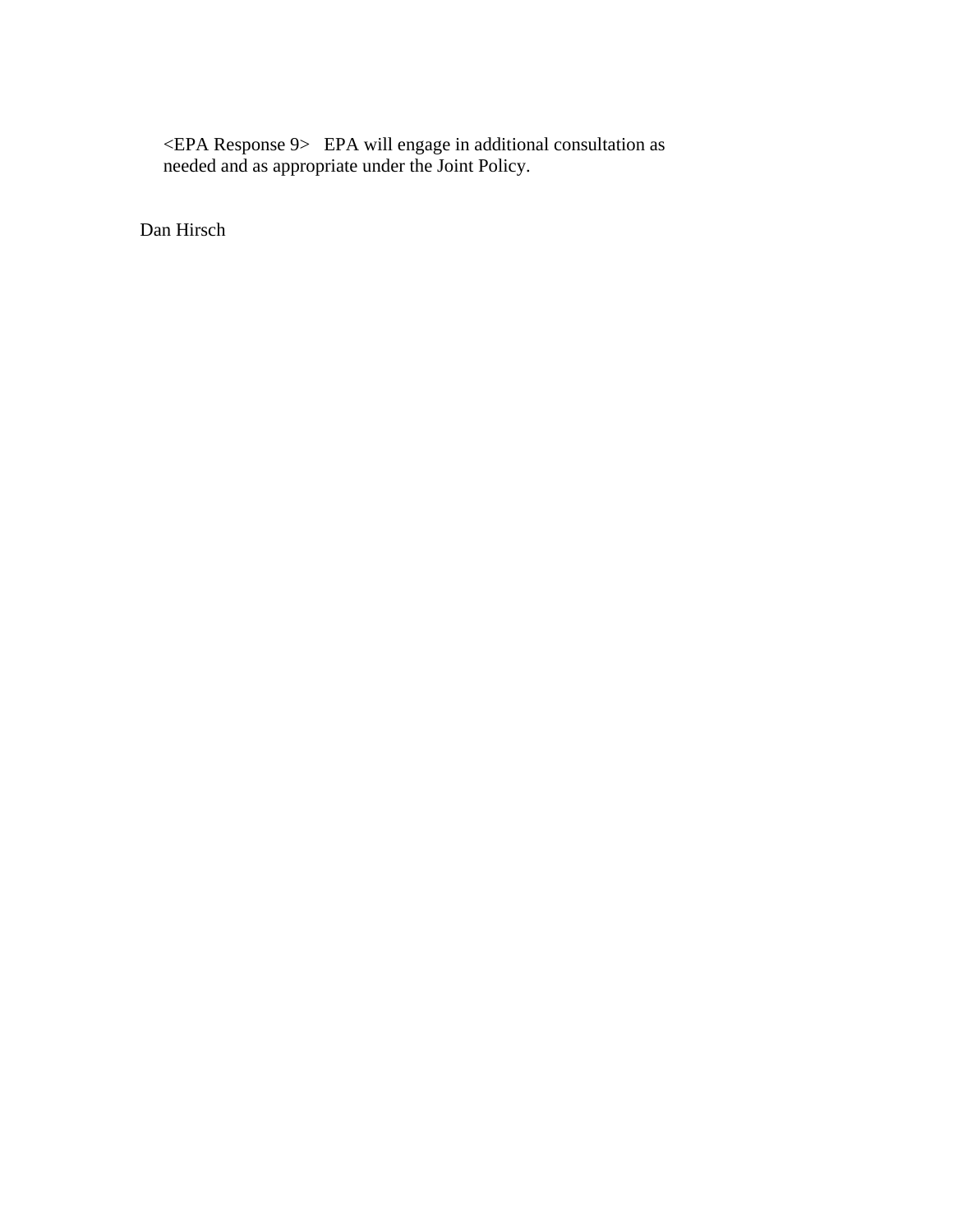<EPA Response 9> EPA will engage in additional consultation as needed and as appropriate under the Joint Policy.

Dan Hirsch